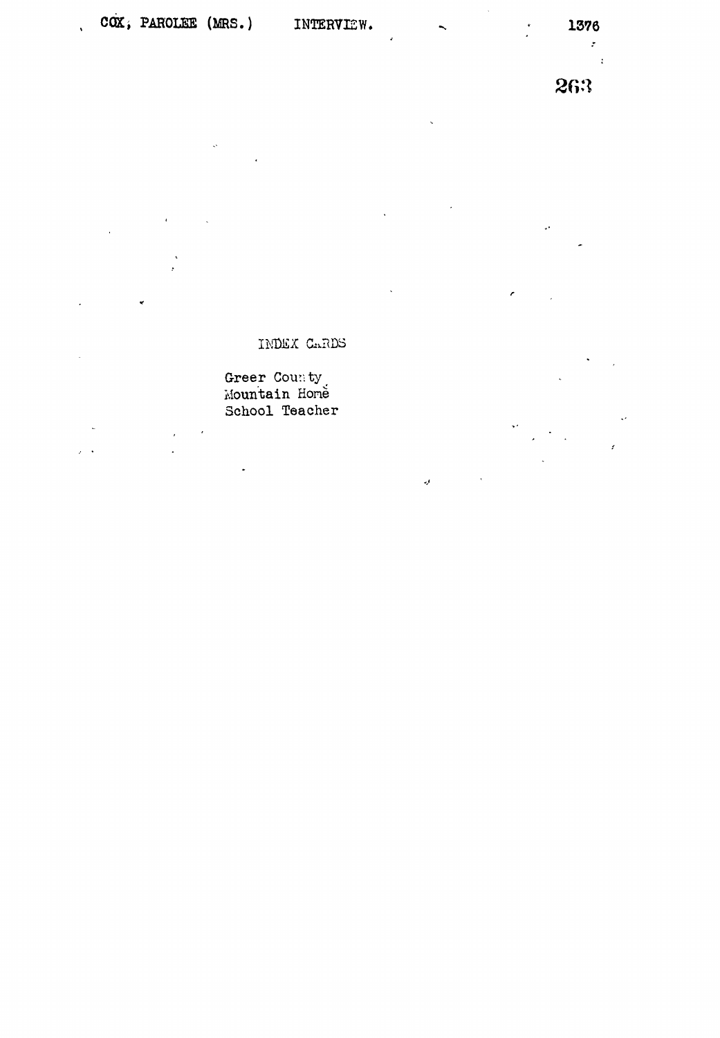COX, PAROLEE (MRS.) INTERVIEW.

INDEX CARDS

Greer County
Mountain Home
School Teacher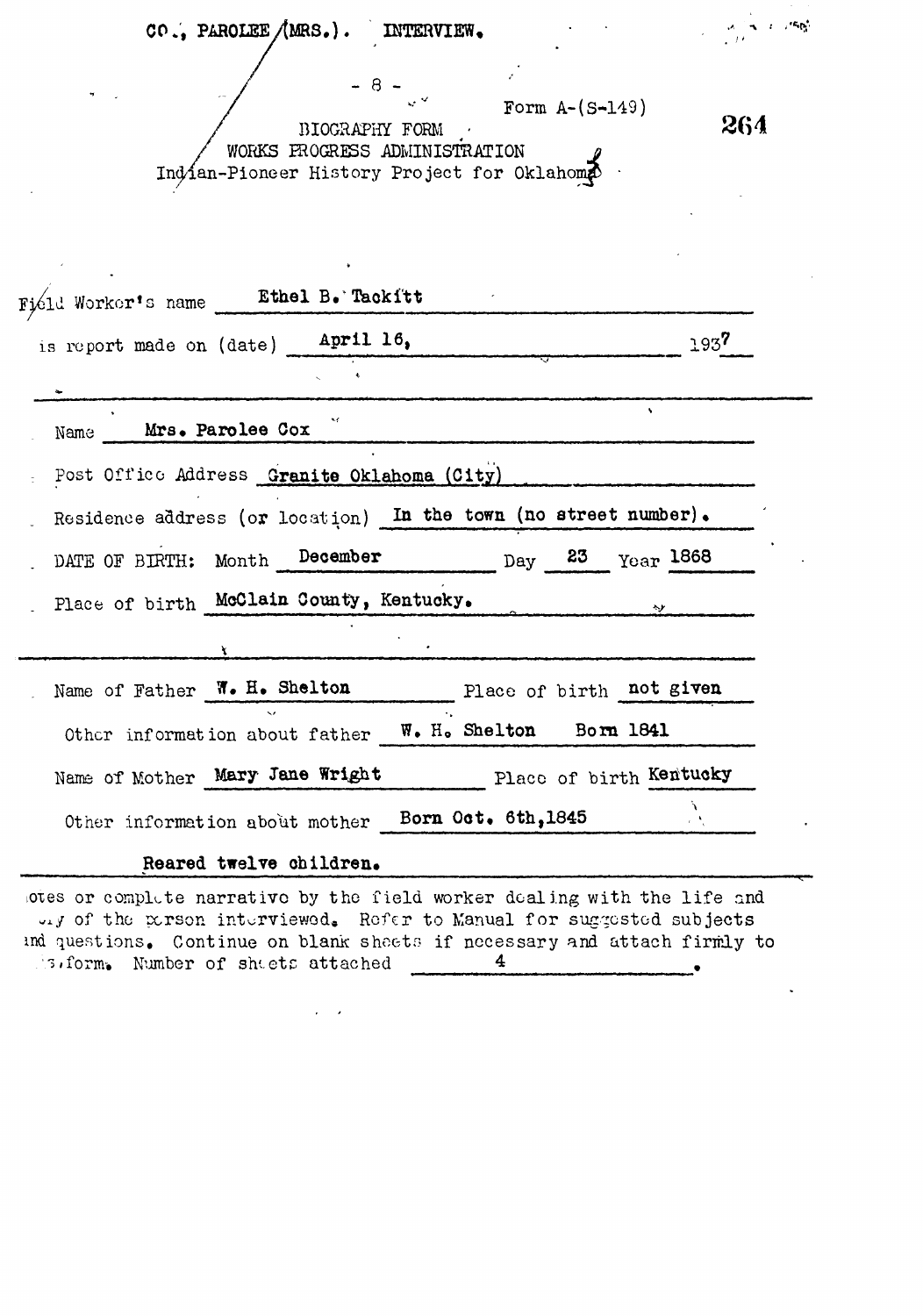COX, PAROLEE (MRS.). INTERVIEW.

Form A-(S-149)

BIOGRAPHY FORM
WORKS PROGRESS ADMINISTRATION
Indian-Pioneer History Project for Oklahoma

Field Worker's name **Ethel B. Tackitt**

This report made on (date) **April 16,** 193**7**

---

Name **Mrs. Parolee Cox**

Post Office Address **Granite Oklahoma (City)**

Residence address (or location) **In the town (no street number).**

DATE OF BIRTH: Month **December** Day **23** Year **1868**

Place of birth **McClain County, Kentucky.**

---

Name of Father **W. H. Shelton** Place of birth **not given**

Other information about father **W. H. Shelton Born 1841**

Name of Mother **Mary Jane Wright** Place of birth **Kentucky**

Other information about mother **Born Oct. 6th,1845**

**Reared twelve children.**

---

Notes or complete narrative by the field worker dealing with the life and story of the person interviewed. Refer to Manual for suggested subjects and questions. Continue on blank sheets if necessary and attach firmly to this form. Number of sheets attached **4**.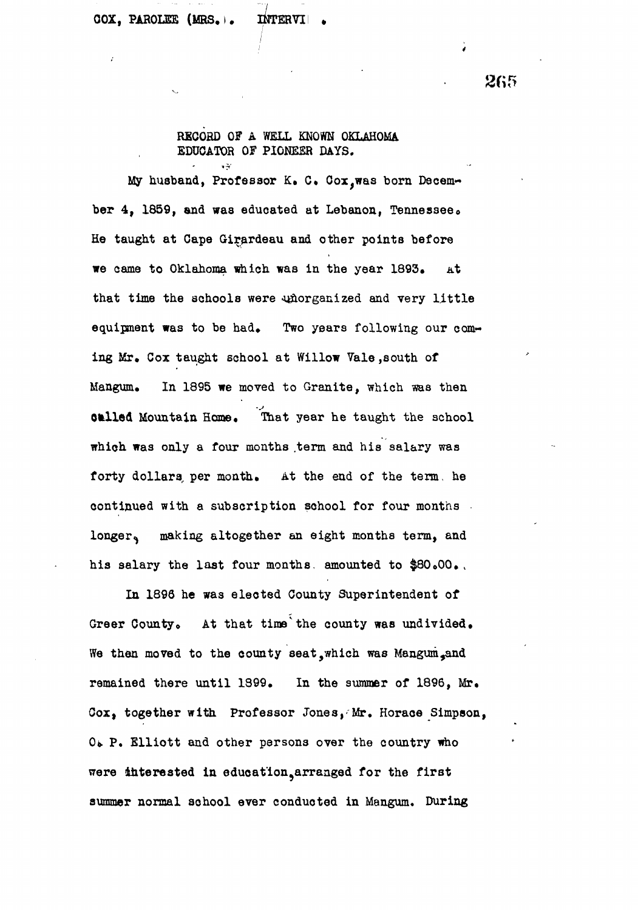## RECORD OF A WELL KNOWN OKLAHOMA EDUCATOR OF PIONEER DAYS.

My husband, Professor K. C. Cox, was born December 4, 1859, and was educated at Lebanon, Tennessee. He taught at Cape Girardeau and other points before we came to Oklahoma which was in the year 1893. At that time the schools were unorganized and very little equipment was to be had. Two years following our coming Mr. Cox taught school at Willow Vale, south of Mangum. In 1895 we moved to Granite, which was then called Mountain Home. That year he taught the school which was only a four months term and his salary was forty dollars per month. At the end of the term he continued with a subscription school for four months longer, making altogether an eight months term, and his salary the last four months amounted to $80.00.

In 1896 he was elected County Superintendent of Greer County. At that time the county was undivided. We then moved to the county seat, which was Mangum, and remained there until 1899. In the summer of 1896, Mr. Cox, together with Professor Jones, Mr. Horace Simpson, O. P. Elliott and other persons over the country who were interested in education, arranged for the first summer normal school ever conducted in Mangum. During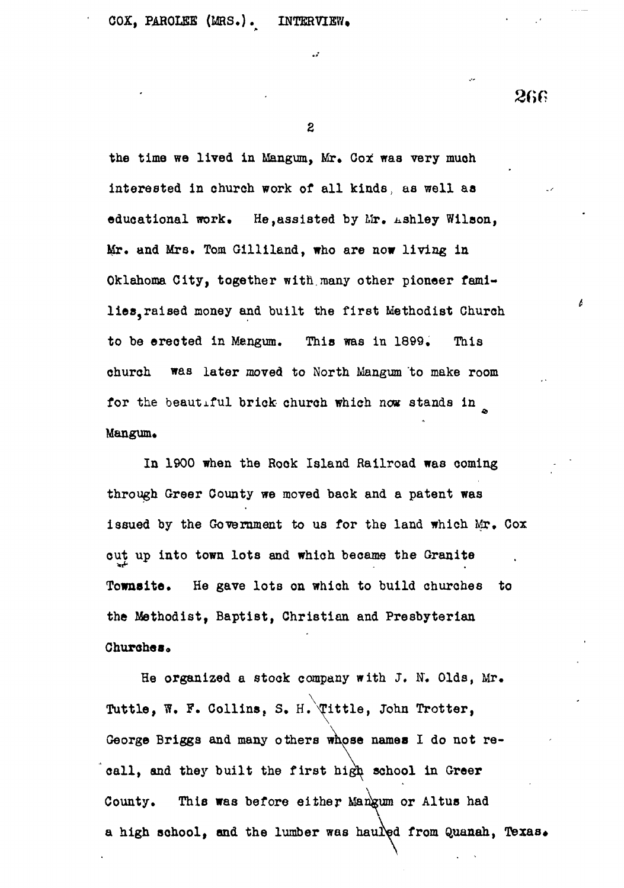the time we lived in Mangum, Mr. Cox was very much interested in church work of all kinds, as well as educational work. He, assisted by Mr. Ashley Wilson, Mr. and Mrs. Tom Gilliland, who are now living in Oklahoma City, together with many other pioneer families, raised money and built the first Methodist Church to be erected in Mangum. This was in 1899. This church was later moved to North Mangum to make room for the beautiful brick church which now stands in Mangum.

In 1900 when the Rock Island Railroad was coming through Greer County we moved back and a patent was issued by the Government to us for the land which Mr. Cox cut up into town lots and which became the Granite Townsite. He gave lots on which to build churches to the Methodist, Baptist, Christian and Presbyterian Churches.

He organized a stock company with J. N. Olds, Mr. Tuttle, W. F. Collins, S. H. Tittle, John Trotter, George Briggs and many others whose names I do not recall, and they built the first high school in Greer County. This was before either Mangum or Altus had a high school, and the lumber was hauled from Quanah, Texas.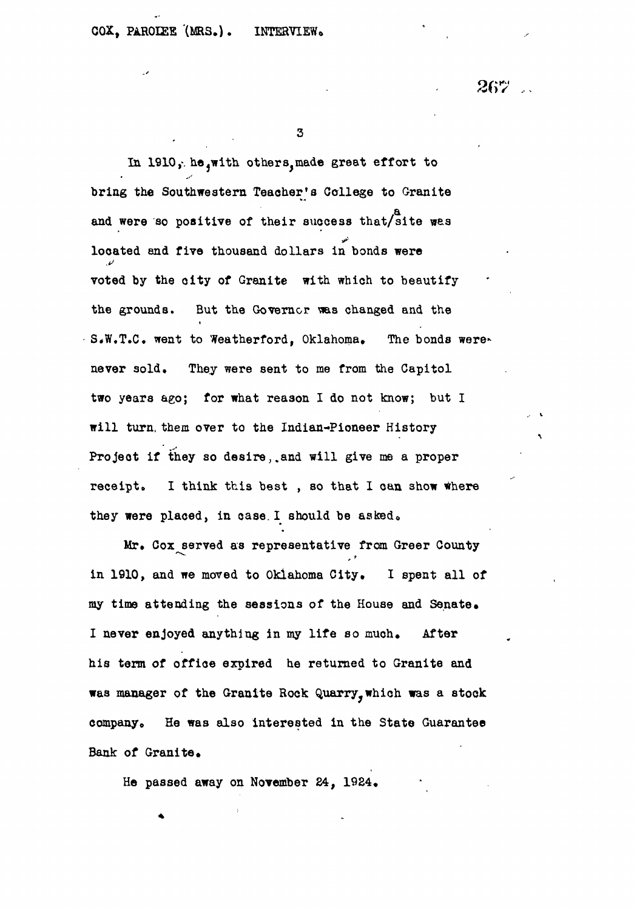In 1910, he, with others, made great effort to bring the Southwestern Teacher's College to Granite and were so positive of their success that a site was located and five thousand dollars in bonds were voted by the city of Granite with which to beautify the grounds. But the Governor was changed and the S.W.T.C. went to Weatherford, Oklahoma. The bonds were never sold. They were sent to me from the Capitol two years ago; for what reason I do not know; but I will turn them over to the Indian-Pioneer History Project if they so desire, and will give me a proper receipt. I think this best, so that I can show where they were placed, in case I should be asked.

Mr. Cox served as representative from Greer County in 1910, and we moved to Oklahoma City. I spent all of my time attending the sessions of the House and Senate. I never enjoyed anything in my life so much. After his term of office expired he returned to Granite and was manager of the Granite Rock Quarry, which was a stock company. He was also interested in the State Guarantee Bank of Granite.

He passed away on November 24, 1924.